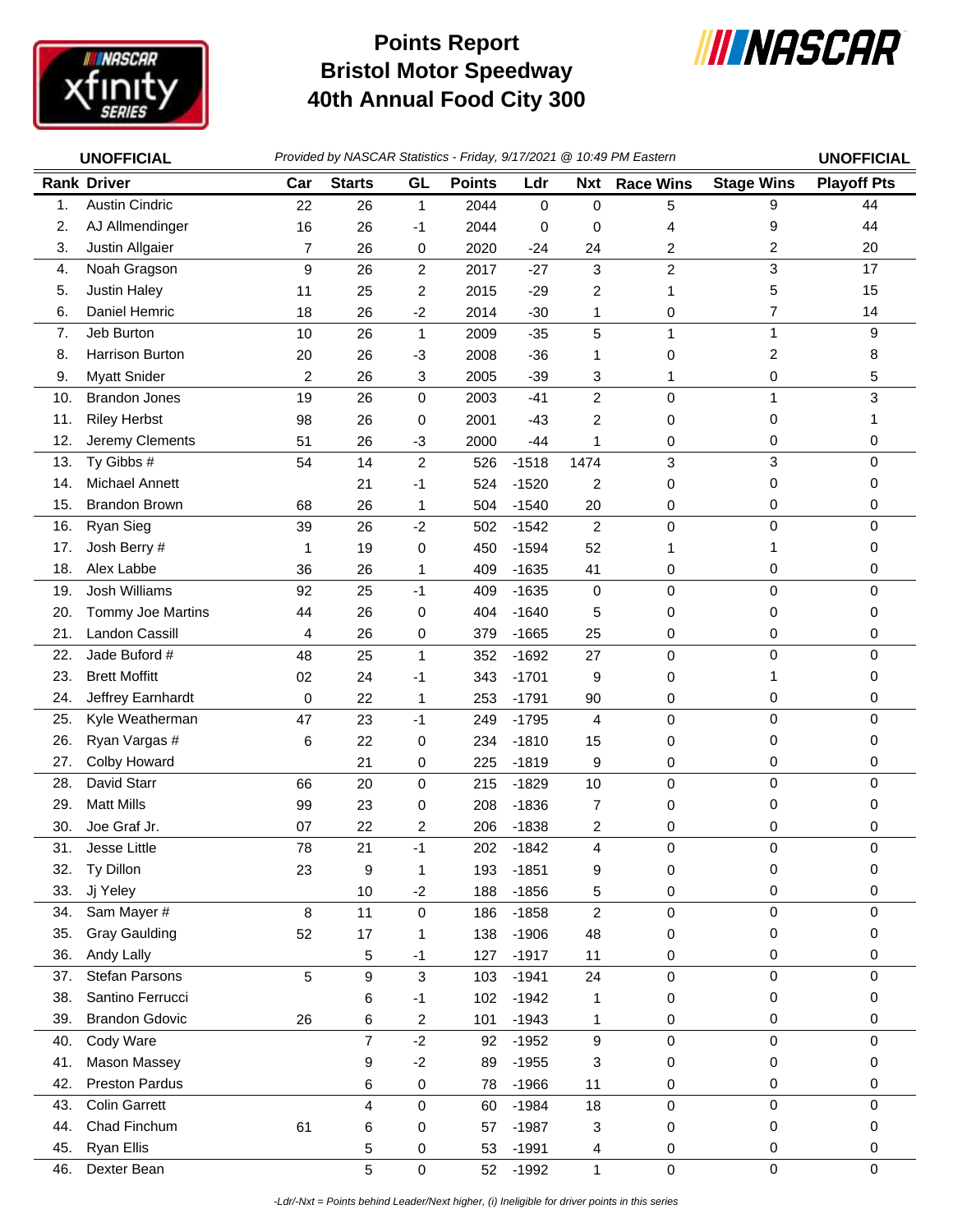# Points Report
# Bristol Motor Speedway
# 40th Annual Food City 300

**UNOFFICIAL** *Provided by NASCAR Statistics - Friday, 9/17/2021 @ 10:49 PM Eastern* **UNOFFICIAL**

| Rank | Driver | Car | Starts | GL | Points | Ldr | Nxt | Race Wins | Stage Wins | Playoff Pts |
|---|---|---|---|---|---|---|---|---|---|---|
| 1. | Austin Cindric | 22 | 26 | 1 | 2044 | 0 | 0 | 5 | 9 | 44 |
| 2. | AJ Allmendinger | 16 | 26 | -1 | 2044 | 0 | 0 | 4 | 9 | 44 |
| 3. | Justin Allgaier | 7 | 26 | 0 | 2020 | -24 | 24 | 2 | 2 | 20 |
| 4. | Noah Gragson | 9 | 26 | 2 | 2017 | -27 | 3 | 2 | 3 | 17 |
| 5. | Justin Haley | 11 | 25 | 2 | 2015 | -29 | 2 | 1 | 5 | 15 |
| 6. | Daniel Hemric | 18 | 26 | -2 | 2014 | -30 | 1 | 0 | 7 | 14 |
| 7. | Jeb Burton | 10 | 26 | 1 | 2009 | -35 | 5 | 1 | 1 | 9 |
| 8. | Harrison Burton | 20 | 26 | -3 | 2008 | -36 | 1 | 0 | 2 | 8 |
| 9. | Myatt Snider | 2 | 26 | 3 | 2005 | -39 | 3 | 1 | 0 | 5 |
| 10. | Brandon Jones | 19 | 26 | 0 | 2003 | -41 | 2 | 0 | 1 | 3 |
| 11. | Riley Herbst | 98 | 26 | 0 | 2001 | -43 | 2 | 0 | 0 | 1 |
| 12. | Jeremy Clements | 51 | 26 | -3 | 2000 | -44 | 1 | 0 | 0 | 0 |
| 13. | Ty Gibbs # | 54 | 14 | 2 | 526 | -1518 | 1474 | 3 | 3 | 0 |
| 14. | Michael Annett | | 21 | -1 | 524 | -1520 | 2 | 0 | 0 | 0 |
| 15. | Brandon Brown | 68 | 26 | 1 | 504 | -1540 | 20 | 0 | 0 | 0 |
| 16. | Ryan Sieg | 39 | 26 | -2 | 502 | -1542 | 2 | 0 | 0 | 0 |
| 17. | Josh Berry # | 1 | 19 | 0 | 450 | -1594 | 52 | 1 | 1 | 0 |
| 18. | Alex Labbe | 36 | 26 | 1 | 409 | -1635 | 41 | 0 | 0 | 0 |
| 19. | Josh Williams | 92 | 25 | -1 | 409 | -1635 | 0 | 0 | 0 | 0 |
| 20. | Tommy Joe Martins | 44 | 26 | 0 | 404 | -1640 | 5 | 0 | 0 | 0 |
| 21. | Landon Cassill | 4 | 26 | 0 | 379 | -1665 | 25 | 0 | 0 | 0 |
| 22. | Jade Buford # | 48 | 25 | 1 | 352 | -1692 | 27 | 0 | 0 | 0 |
| 23. | Brett Moffitt | 02 | 24 | -1 | 343 | -1701 | 9 | 0 | 1 | 0 |
| 24. | Jeffrey Earnhardt | 0 | 22 | 1 | 253 | -1791 | 90 | 0 | 0 | 0 |
| 25. | Kyle Weatherman | 47 | 23 | -1 | 249 | -1795 | 4 | 0 | 0 | 0 |
| 26. | Ryan Vargas # | 6 | 22 | 0 | 234 | -1810 | 15 | 0 | 0 | 0 |
| 27. | Colby Howard | | 21 | 0 | 225 | -1819 | 9 | 0 | 0 | 0 |
| 28. | David Starr | 66 | 20 | 0 | 215 | -1829 | 10 | 0 | 0 | 0 |
| 29. | Matt Mills | 99 | 23 | 0 | 208 | -1836 | 7 | 0 | 0 | 0 |
| 30. | Joe Graf Jr. | 07 | 22 | 2 | 206 | -1838 | 2 | 0 | 0 | 0 |
| 31. | Jesse Little | 78 | 21 | -1 | 202 | -1842 | 4 | 0 | 0 | 0 |
| 32. | Ty Dillon | 23 | 9 | 1 | 193 | -1851 | 9 | 0 | 0 | 0 |
| 33. | Jj Yeley | | 10 | -2 | 188 | -1856 | 5 | 0 | 0 | 0 |
| 34. | Sam Mayer # | 8 | 11 | 0 | 186 | -1858 | 2 | 0 | 0 | 0 |
| 35. | Gray Gaulding | 52 | 17 | 1 | 138 | -1906 | 48 | 0 | 0 | 0 |
| 36. | Andy Lally | | 5 | -1 | 127 | -1917 | 11 | 0 | 0 | 0 |
| 37. | Stefan Parsons | 5 | 9 | 3 | 103 | -1941 | 24 | 0 | 0 | 0 |
| 38. | Santino Ferrucci | | 6 | -1 | 102 | -1942 | 1 | 0 | 0 | 0 |
| 39. | Brandon Gdovic | 26 | 6 | 2 | 101 | -1943 | 1 | 0 | 0 | 0 |
| 40. | Cody Ware | | 7 | -2 | 92 | -1952 | 9 | 0 | 0 | 0 |
| 41. | Mason Massey | | 9 | -2 | 89 | -1955 | 3 | 0 | 0 | 0 |
| 42. | Preston Pardus | | 6 | 0 | 78 | -1966 | 11 | 0 | 0 | 0 |
| 43. | Colin Garrett | | 4 | 0 | 60 | -1984 | 18 | 0 | 0 | 0 |
| 44. | Chad Finchum | 61 | 6 | 0 | 57 | -1987 | 3 | 0 | 0 | 0 |
| 45. | Ryan Ellis | | 5 | 0 | 53 | -1991 | 4 | 0 | 0 | 0 |
| 46. | Dexter Bean | | 5 | 0 | 52 | -1992 | 1 | 0 | 0 | 0 |

*-Ldr/-Nxt = Points behind Leader/Next higher, (i) Ineligible for driver points in this series*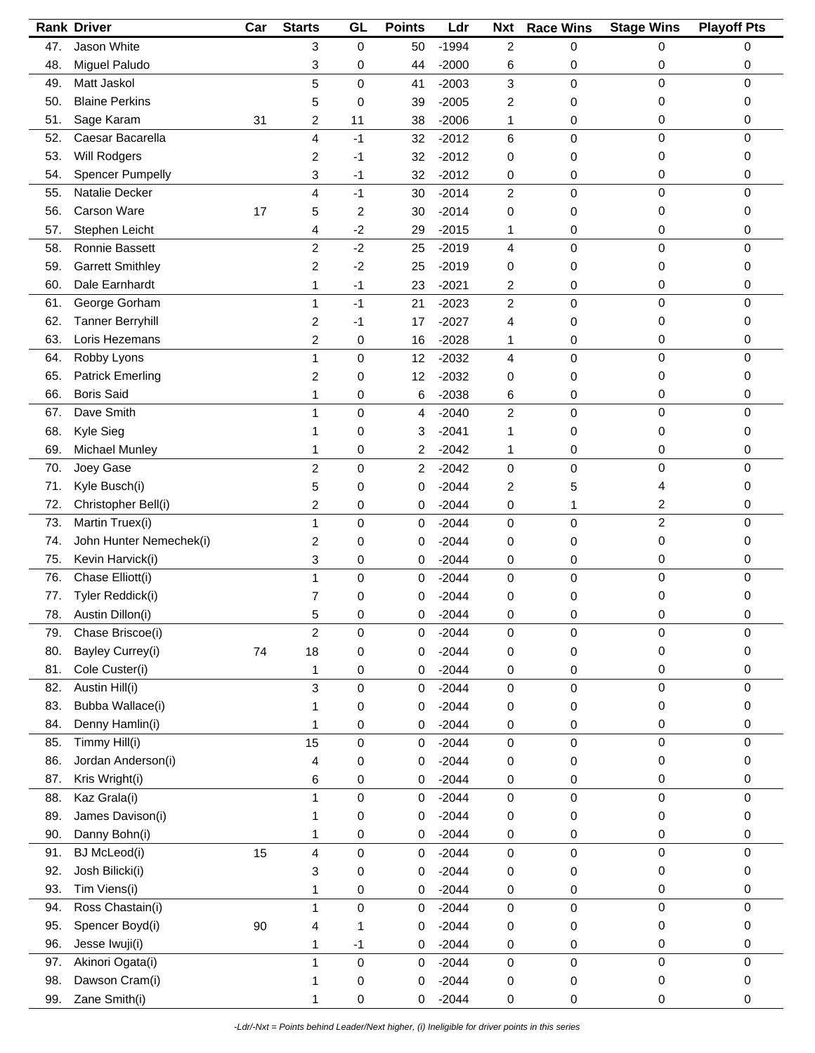| Rank | Driver | Car | Starts | GL | Points | Ldr | Nxt | Race Wins | Stage Wins | Playoff Pts |
|---|---|---|---|---|---|---|---|---|---|---|
| 47. | Jason White | | 3 | 0 | 50 | -1994 | 2 | 0 | 0 | 0 |
| 48. | Miguel Paludo | | 3 | 0 | 44 | -2000 | 6 | 0 | 0 | 0 |
| 49. | Matt Jaskol | | 5 | 0 | 41 | -2003 | 3 | 0 | 0 | 0 |
| 50. | Blaine Perkins | | 5 | 0 | 39 | -2005 | 2 | 0 | 0 | 0 |
| 51. | Sage Karam | 31 | 2 | 11 | 38 | -2006 | 1 | 0 | 0 | 0 |
| 52. | Caesar Bacarella | | 4 | -1 | 32 | -2012 | 6 | 0 | 0 | 0 |
| 53. | Will Rodgers | | 2 | -1 | 32 | -2012 | 0 | 0 | 0 | 0 |
| 54. | Spencer Pumpelly | | 3 | -1 | 32 | -2012 | 0 | 0 | 0 | 0 |
| 55. | Natalie Decker | | 4 | -1 | 30 | -2014 | 2 | 0 | 0 | 0 |
| 56. | Carson Ware | 17 | 5 | 2 | 30 | -2014 | 0 | 0 | 0 | 0 |
| 57. | Stephen Leicht | | 4 | -2 | 29 | -2015 | 1 | 0 | 0 | 0 |
| 58. | Ronnie Bassett | | 2 | -2 | 25 | -2019 | 4 | 0 | 0 | 0 |
| 59. | Garrett Smithley | | 2 | -2 | 25 | -2019 | 0 | 0 | 0 | 0 |
| 60. | Dale Earnhardt | | 1 | -1 | 23 | -2021 | 2 | 0 | 0 | 0 |
| 61. | George Gorham | | 1 | -1 | 21 | -2023 | 2 | 0 | 0 | 0 |
| 62. | Tanner Berryhill | | 2 | -1 | 17 | -2027 | 4 | 0 | 0 | 0 |
| 63. | Loris Hezemans | | 2 | 0 | 16 | -2028 | 1 | 0 | 0 | 0 |
| 64. | Robby Lyons | | 1 | 0 | 12 | -2032 | 4 | 0 | 0 | 0 |
| 65. | Patrick Emerling | | 2 | 0 | 12 | -2032 | 0 | 0 | 0 | 0 |
| 66. | Boris Said | | 1 | 0 | 6 | -2038 | 6 | 0 | 0 | 0 |
| 67. | Dave Smith | | 1 | 0 | 4 | -2040 | 2 | 0 | 0 | 0 |
| 68. | Kyle Sieg | | 1 | 0 | 3 | -2041 | 1 | 0 | 0 | 0 |
| 69. | Michael Munley | | 1 | 0 | 2 | -2042 | 1 | 0 | 0 | 0 |
| 70. | Joey Gase | | 2 | 0 | 2 | -2042 | 0 | 0 | 0 | 0 |
| 71. | Kyle Busch(i) | | 5 | 0 | 0 | -2044 | 2 | 5 | 4 | 0 |
| 72. | Christopher Bell(i) | | 2 | 0 | 0 | -2044 | 0 | 1 | 2 | 0 |
| 73. | Martin Truex(i) | | 1 | 0 | 0 | -2044 | 0 | 0 | 2 | 0 |
| 74. | John Hunter Nemechek(i) | | 2 | 0 | 0 | -2044 | 0 | 0 | 0 | 0 |
| 75. | Kevin Harvick(i) | | 3 | 0 | 0 | -2044 | 0 | 0 | 0 | 0 |
| 76. | Chase Elliott(i) | | 1 | 0 | 0 | -2044 | 0 | 0 | 0 | 0 |
| 77. | Tyler Reddick(i) | | 7 | 0 | 0 | -2044 | 0 | 0 | 0 | 0 |
| 78. | Austin Dillon(i) | | 5 | 0 | 0 | -2044 | 0 | 0 | 0 | 0 |
| 79. | Chase Briscoe(i) | | 2 | 0 | 0 | -2044 | 0 | 0 | 0 | 0 |
| 80. | Bayley Currey(i) | 74 | 18 | 0 | 0 | -2044 | 0 | 0 | 0 | 0 |
| 81. | Cole Custer(i) | | 1 | 0 | 0 | -2044 | 0 | 0 | 0 | 0 |
| 82. | Austin Hill(i) | | 3 | 0 | 0 | -2044 | 0 | 0 | 0 | 0 |
| 83. | Bubba Wallace(i) | | 1 | 0 | 0 | -2044 | 0 | 0 | 0 | 0 |
| 84. | Denny Hamlin(i) | | 1 | 0 | 0 | -2044 | 0 | 0 | 0 | 0 |
| 85. | Timmy Hill(i) | | 15 | 0 | 0 | -2044 | 0 | 0 | 0 | 0 |
| 86. | Jordan Anderson(i) | | 4 | 0 | 0 | -2044 | 0 | 0 | 0 | 0 |
| 87. | Kris Wright(i) | | 6 | 0 | 0 | -2044 | 0 | 0 | 0 | 0 |
| 88. | Kaz Grala(i) | | 1 | 0 | 0 | -2044 | 0 | 0 | 0 | 0 |
| 89. | James Davison(i) | | 1 | 0 | 0 | -2044 | 0 | 0 | 0 | 0 |
| 90. | Danny Bohn(i) | | 1 | 0 | 0 | -2044 | 0 | 0 | 0 | 0 |
| 91. | BJ McLeod(i) | 15 | 4 | 0 | 0 | -2044 | 0 | 0 | 0 | 0 |
| 92. | Josh Bilicki(i) | | 3 | 0 | 0 | -2044 | 0 | 0 | 0 | 0 |
| 93. | Tim Viens(i) | | 1 | 0 | 0 | -2044 | 0 | 0 | 0 | 0 |
| 94. | Ross Chastain(i) | | 1 | 0 | 0 | -2044 | 0 | 0 | 0 | 0 |
| 95. | Spencer Boyd(i) | 90 | 4 | 1 | 0 | -2044 | 0 | 0 | 0 | 0 |
| 96. | Jesse Iwuji(i) | | 1 | -1 | 0 | -2044 | 0 | 0 | 0 | 0 |
| 97. | Akinori Ogata(i) | | 1 | 0 | 0 | -2044 | 0 | 0 | 0 | 0 |
| 98. | Dawson Cram(i) | | 1 | 0 | 0 | -2044 | 0 | 0 | 0 | 0 |
| 99. | Zane Smith(i) | | 1 | 0 | 0 | -2044 | 0 | 0 | 0 | 0 |

*-Ldr/-Nxt = Points behind Leader/Next higher, (i) Ineligible for driver points in this series*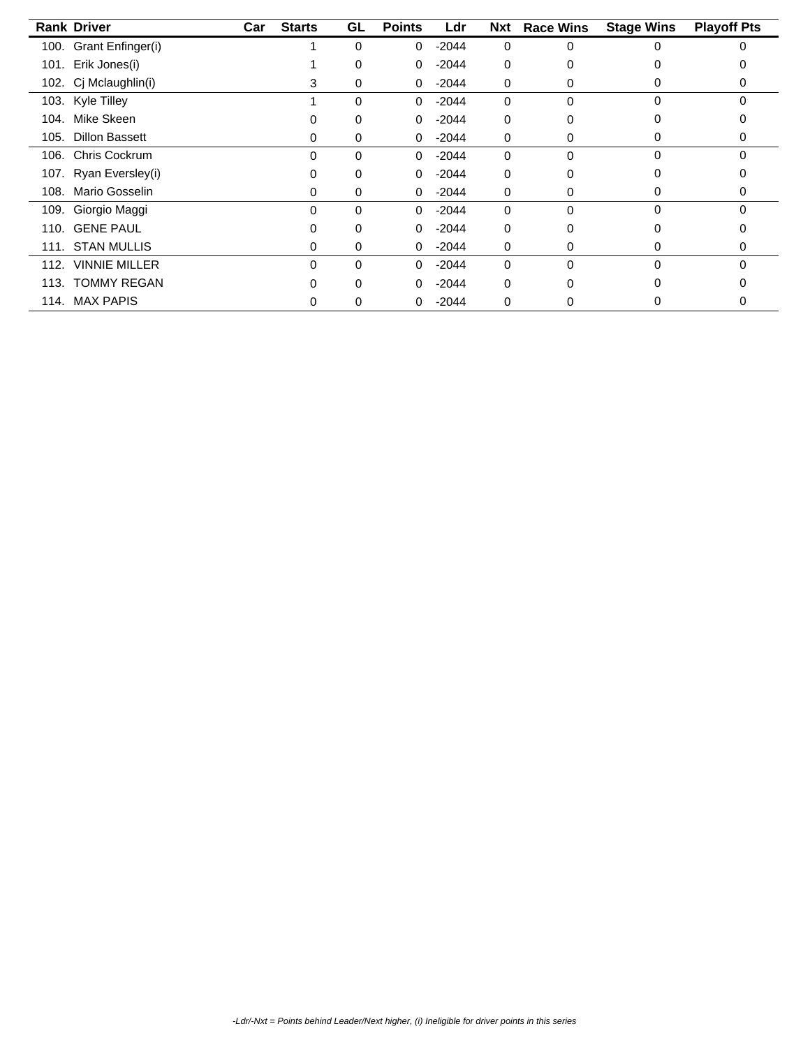| Rank | Driver | Car | Starts | GL | Points | Ldr | Nxt | Race Wins | Stage Wins | Playoff Pts |
|---|---|---|---|---|---|---|---|---|---|---|
| 100. | Grant Enfinger(i) | | 1 | 0 | 0 | -2044 | 0 | 0 | 0 | 0 |
| 101. | Erik Jones(i) | | 1 | 0 | 0 | -2044 | 0 | 0 | 0 | 0 |
| 102. | Cj Mclaughlin(i) | | 3 | 0 | 0 | -2044 | 0 | 0 | 0 | 0 |
| 103. | Kyle Tilley | | 1 | 0 | 0 | -2044 | 0 | 0 | 0 | 0 |
| 104. | Mike Skeen | | 0 | 0 | 0 | -2044 | 0 | 0 | 0 | 0 |
| 105. | Dillon Bassett | | 0 | 0 | 0 | -2044 | 0 | 0 | 0 | 0 |
| 106. | Chris Cockrum | | 0 | 0 | 0 | -2044 | 0 | 0 | 0 | 0 |
| 107. | Ryan Eversley(i) | | 0 | 0 | 0 | -2044 | 0 | 0 | 0 | 0 |
| 108. | Mario Gosselin | | 0 | 0 | 0 | -2044 | 0 | 0 | 0 | 0 |
| 109. | Giorgio Maggi | | 0 | 0 | 0 | -2044 | 0 | 0 | 0 | 0 |
| 110. | GENE PAUL | | 0 | 0 | 0 | -2044 | 0 | 0 | 0 | 0 |
| 111. | STAN MULLIS | | 0 | 0 | 0 | -2044 | 0 | 0 | 0 | 0 |
| 112. | VINNIE MILLER | | 0 | 0 | 0 | -2044 | 0 | 0 | 0 | 0 |
| 113. | TOMMY REGAN | | 0 | 0 | 0 | -2044 | 0 | 0 | 0 | 0 |
| 114. | MAX PAPIS | | 0 | 0 | 0 | -2044 | 0 | 0 | 0 | 0 |

*-Ldr/-Nxt = Points behind Leader/Next higher, (i) Ineligible for driver points in this series*